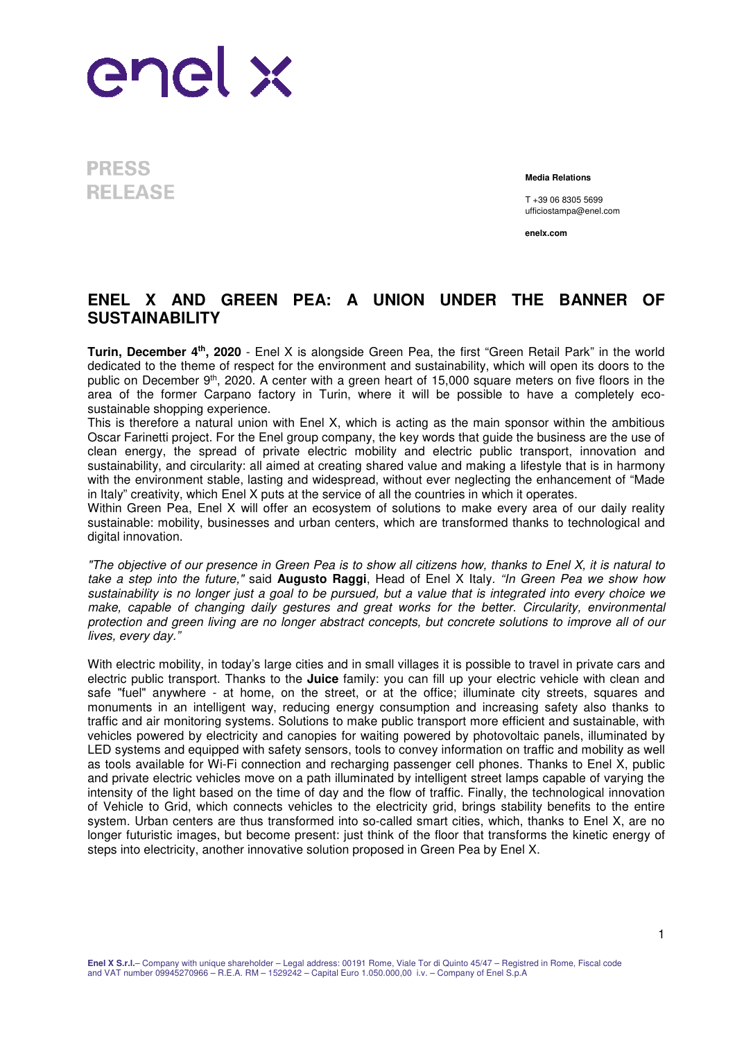enel x

**PRESS RELEASE**

**Media Relations**

T +39 06 8305 5699
ufficiostampa@enel.com

**enelx.com**

# ENEL X AND GREEN PEA: A UNION UNDER THE BANNER OF SUSTAINABILITY

**Turin, December 4th, 2020** - Enel X is alongside Green Pea, the first "Green Retail Park" in the world dedicated to the theme of respect for the environment and sustainability, which will open its doors to the public on December 9th, 2020. A center with a green heart of 15,000 square meters on five floors in the area of the former Carpano factory in Turin, where it will be possible to have a completely eco-sustainable shopping experience.
This is therefore a natural union with Enel X, which is acting as the main sponsor within the ambitious Oscar Farinetti project. For the Enel group company, the key words that guide the business are the use of clean energy, the spread of private electric mobility and electric public transport, innovation and sustainability, and circularity: all aimed at creating shared value and making a lifestyle that is in harmony with the environment stable, lasting and widespread, without ever neglecting the enhancement of "Made in Italy" creativity, which Enel X puts at the service of all the countries in which it operates.
Within Green Pea, Enel X will offer an ecosystem of solutions to make every area of our daily reality sustainable: mobility, businesses and urban centers, which are transformed thanks to technological and digital innovation.

*"The objective of our presence in Green Pea is to show all citizens how, thanks to Enel X, it is natural to take a step into the future,"* said **Augusto Raggi**, Head of Enel X Italy. *"In Green Pea we show how sustainability is no longer just a goal to be pursued, but a value that is integrated into every choice we make, capable of changing daily gestures and great works for the better. Circularity, environmental protection and green living are no longer abstract concepts, but concrete solutions to improve all of our lives, every day."*

With electric mobility, in today's large cities and in small villages it is possible to travel in private cars and electric public transport. Thanks to the **Juice** family: you can fill up your electric vehicle with clean and safe "fuel" anywhere - at home, on the street, or at the office; illuminate city streets, squares and monuments in an intelligent way, reducing energy consumption and increasing safety also thanks to traffic and air monitoring systems. Solutions to make public transport more efficient and sustainable, with vehicles powered by electricity and canopies for waiting powered by photovoltaic panels, illuminated by LED systems and equipped with safety sensors, tools to convey information on traffic and mobility as well as tools available for Wi-Fi connection and recharging passenger cell phones. Thanks to Enel X, public and private electric vehicles move on a path illuminated by intelligent street lamps capable of varying the intensity of the light based on the time of day and the flow of traffic. Finally, the technological innovation of Vehicle to Grid, which connects vehicles to the electricity grid, brings stability benefits to the entire system. Urban centers are thus transformed into so-called smart cities, which, thanks to Enel X, are no longer futuristic images, but become present: just think of the floor that transforms the kinetic energy of steps into electricity, another innovative solution proposed in Green Pea by Enel X.

**Enel X S.r.l.**– Company with unique shareholder – Legal address: 00191 Rome, Viale Tor di Quinto 45/47 – Registred in Rome, Fiscal code and VAT number 09945270966 – R.E.A. RM – 1529242 – Capital Euro 1.050.000,00 i.v. – Company of Enel S.p.A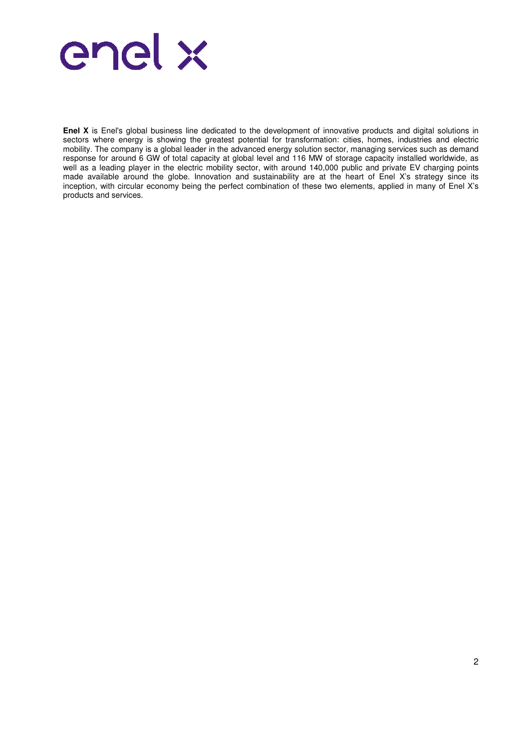**Enel X** is Enel's global business line dedicated to the development of innovative products and digital solutions in sectors where energy is showing the greatest potential for transformation: cities, homes, industries and electric mobility. The company is a global leader in the advanced energy solution sector, managing services such as demand response for around 6 GW of total capacity at global level and 116 MW of storage capacity installed worldwide, as well as a leading player in the electric mobility sector, with around 140,000 public and private EV charging points made available around the globe. Innovation and sustainability are at the heart of Enel X's strategy since its inception, with circular economy being the perfect combination of these two elements, applied in many of Enel X's products and services.